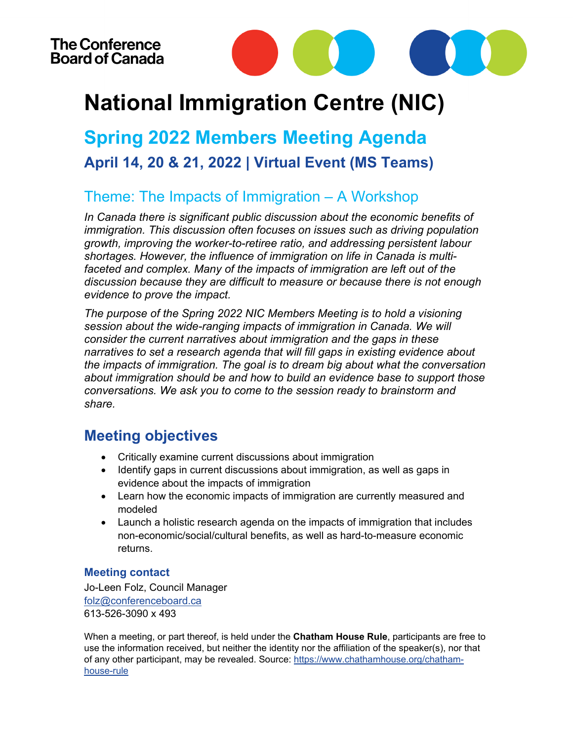The Conference Board of Canada

# National Immigration Centre (NIC)

## Spring 2022 Members Meeting Agenda

### April 14, 20 & 21, 2022 | Virtual Event (MS Teams)

## Theme: The Impacts of Immigration – A Workshop

*In Canada there is significant public discussion about the economic benefits of immigration. This discussion often focuses on issues such as driving population growth, improving the worker-to-retiree ratio, and addressing persistent labour shortages. However, the influence of immigration on life in Canada is multi-faceted and complex. Many of the impacts of immigration are left out of the discussion because they are difficult to measure or because there is not enough evidence to prove the impact.*

*The purpose of the Spring 2022 NIC Members Meeting is to hold a visioning session about the wide-ranging impacts of immigration in Canada. We will consider the current narratives about immigration and the gaps in these narratives to set a research agenda that will fill gaps in existing evidence about the impacts of immigration. The goal is to dream big about what the conversation about immigration should be and how to build an evidence base to support those conversations. We ask you to come to the session ready to brainstorm and share.*

## Meeting objectives

- Critically examine current discussions about immigration
- Identify gaps in current discussions about immigration, as well as gaps in evidence about the impacts of immigration
- Learn how the economic impacts of immigration are currently measured and modeled
- Launch a holistic research agenda on the impacts of immigration that includes non-economic/social/cultural benefits, as well as hard-to-measure economic returns.

### Meeting contact

Jo-Leen Folz, Council Manager
[folz@conferenceboard.ca](mailto:folz@conferenceboard.ca)
613-526-3090 x 493

When a meeting, or part thereof, is held under the **Chatham House Rule**, participants are free to use the information received, but neither the identity nor the affiliation of the speaker(s), nor that of any other participant, may be revealed. Source: [https://www.chathamhouse.org/chatham-house-rule](https://www.chathamhouse.org/chatham-house-rule)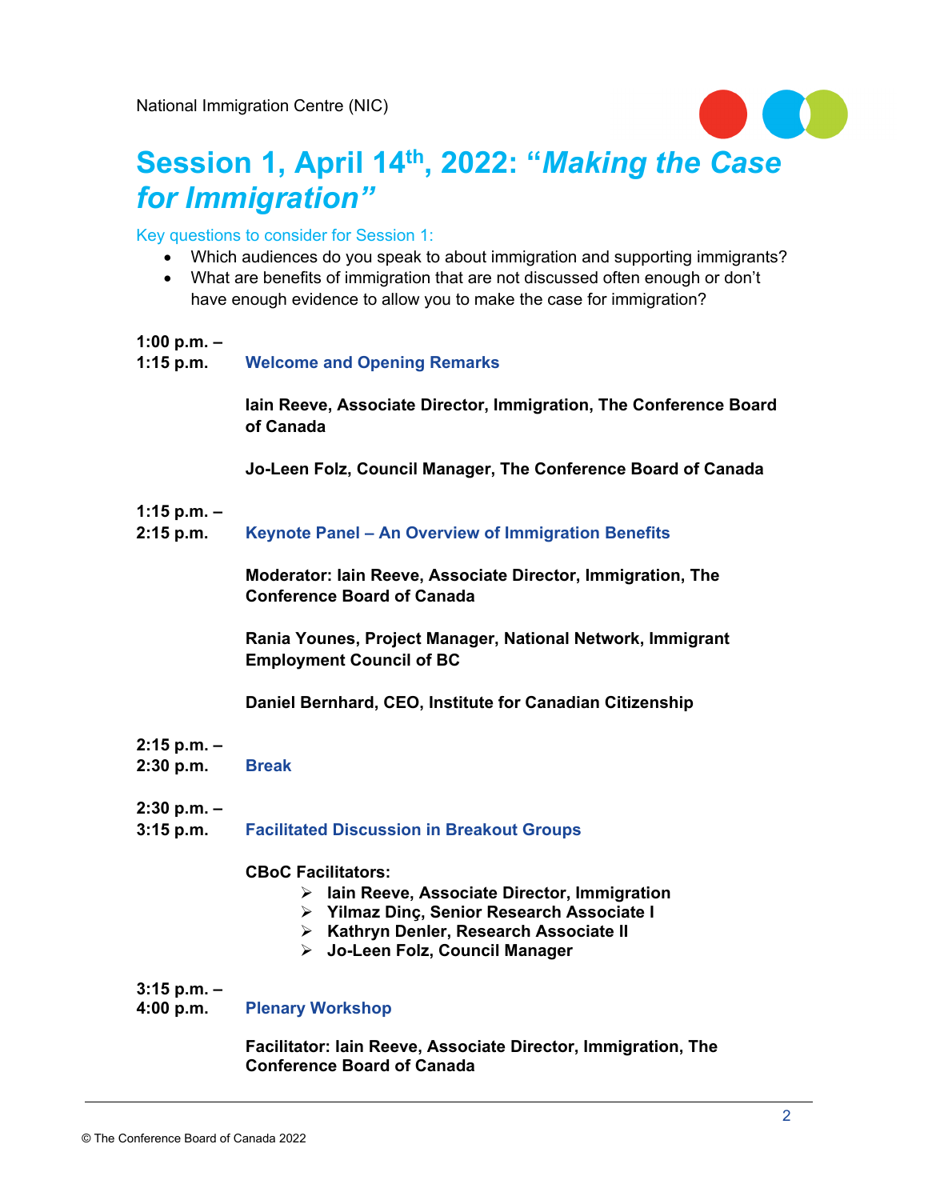National Immigration Centre (NIC)

# Session 1, April 14th, 2022: "*Making the Case for Immigration*"

Key questions to consider for Session 1:

- Which audiences do you speak to about immigration and supporting immigrants?
- What are benefits of immigration that are not discussed often enough or don't have enough evidence to allow you to make the case for immigration?

**1:00 p.m. – 1:15 p.m.** **Welcome and Opening Remarks**

**Iain Reeve, Associate Director, Immigration, The Conference Board of Canada**

**Jo-Leen Folz, Council Manager, The Conference Board of Canada**

**1:15 p.m. – 2:15 p.m.** **Keynote Panel – An Overview of Immigration Benefits**

**Moderator: Iain Reeve, Associate Director, Immigration, The Conference Board of Canada**

**Rania Younes, Project Manager, National Network, Immigrant Employment Council of BC**

**Daniel Bernhard, CEO, Institute for Canadian Citizenship**

**2:15 p.m. – 2:30 p.m.** **Break**

**2:30 p.m. – 3:15 p.m.** **Facilitated Discussion in Breakout Groups**

**CBoC Facilitators:**

- **Iain Reeve, Associate Director, Immigration**
- **Yilmaz Dinç, Senior Research Associate I**
- **Kathryn Denler, Research Associate II**
- **Jo-Leen Folz, Council Manager**

**3:15 p.m. – 4:00 p.m.** **Plenary Workshop**

**Facilitator: Iain Reeve, Associate Director, Immigration, The Conference Board of Canada**

© The Conference Board of Canada 2022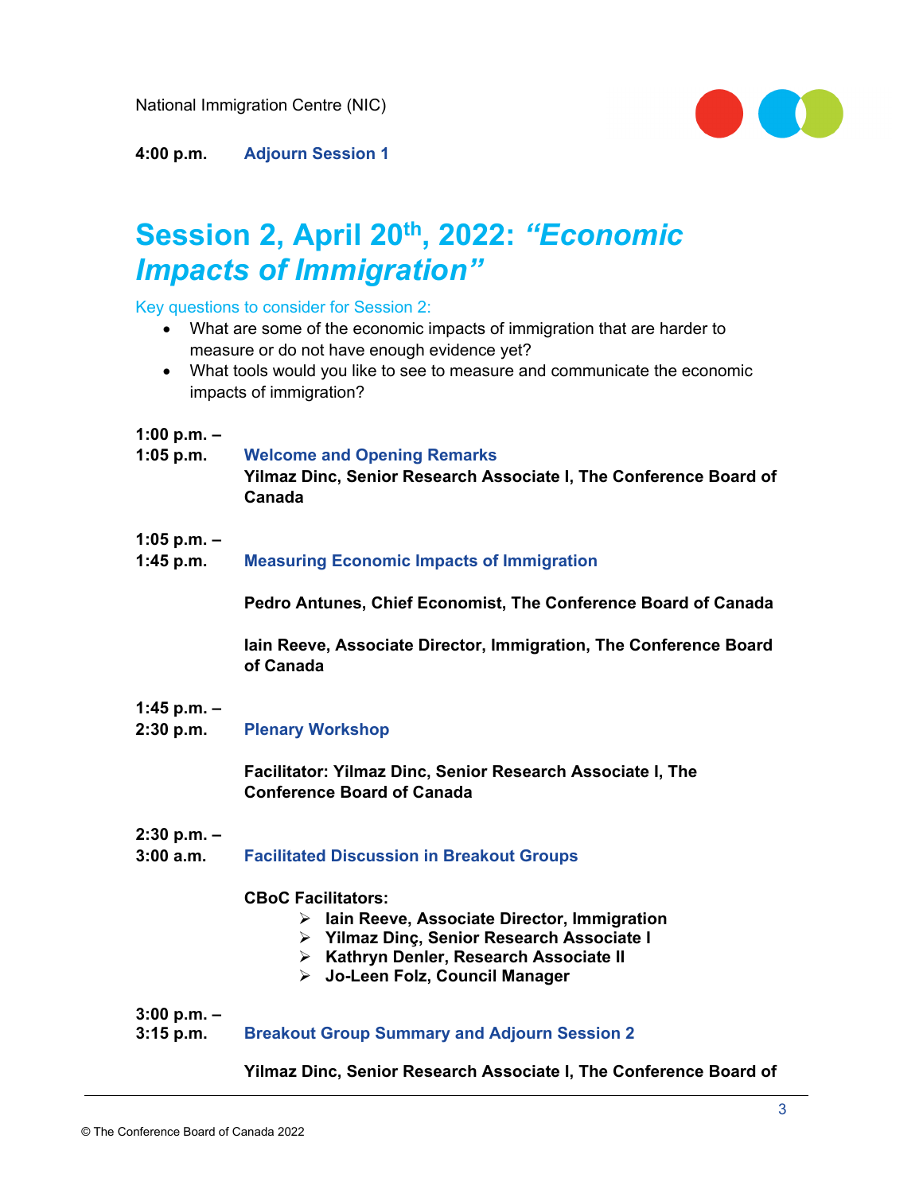**4:00 p.m.** **Adjourn Session 1**

## Session 2, April 20th, 2022: *"Economic Impacts of Immigration"*

Key questions to consider for Session 2:

- What are some of the economic impacts of immigration that are harder to measure or do not have enough evidence yet?
- What tools would you like to see to measure and communicate the economic impacts of immigration?

**1:00 p.m. – 1:05 p.m.** **Welcome and Opening Remarks**
**Yilmaz Dinc, Senior Research Associate I, The Conference Board of Canada**

**1:05 p.m. – 1:45 p.m.** **Measuring Economic Impacts of Immigration**

**Pedro Antunes, Chief Economist, The Conference Board of Canada**

**Iain Reeve, Associate Director, Immigration, The Conference Board of Canada**

**1:45 p.m. – 2:30 p.m.** **Plenary Workshop**

**Facilitator: Yilmaz Dinc, Senior Research Associate I, The Conference Board of Canada**

**2:30 p.m. – 3:00 a.m.** **Facilitated Discussion in Breakout Groups**

**CBoC Facilitators:**

- **Iain Reeve, Associate Director, Immigration**
- **Yilmaz Dinç, Senior Research Associate I**
- **Kathryn Denler, Research Associate II**
- **Jo-Leen Folz, Council Manager**

**3:00 p.m. – 3:15 p.m.** **Breakout Group Summary and Adjourn Session 2**

**Yilmaz Dinc, Senior Research Associate I, The Conference Board of**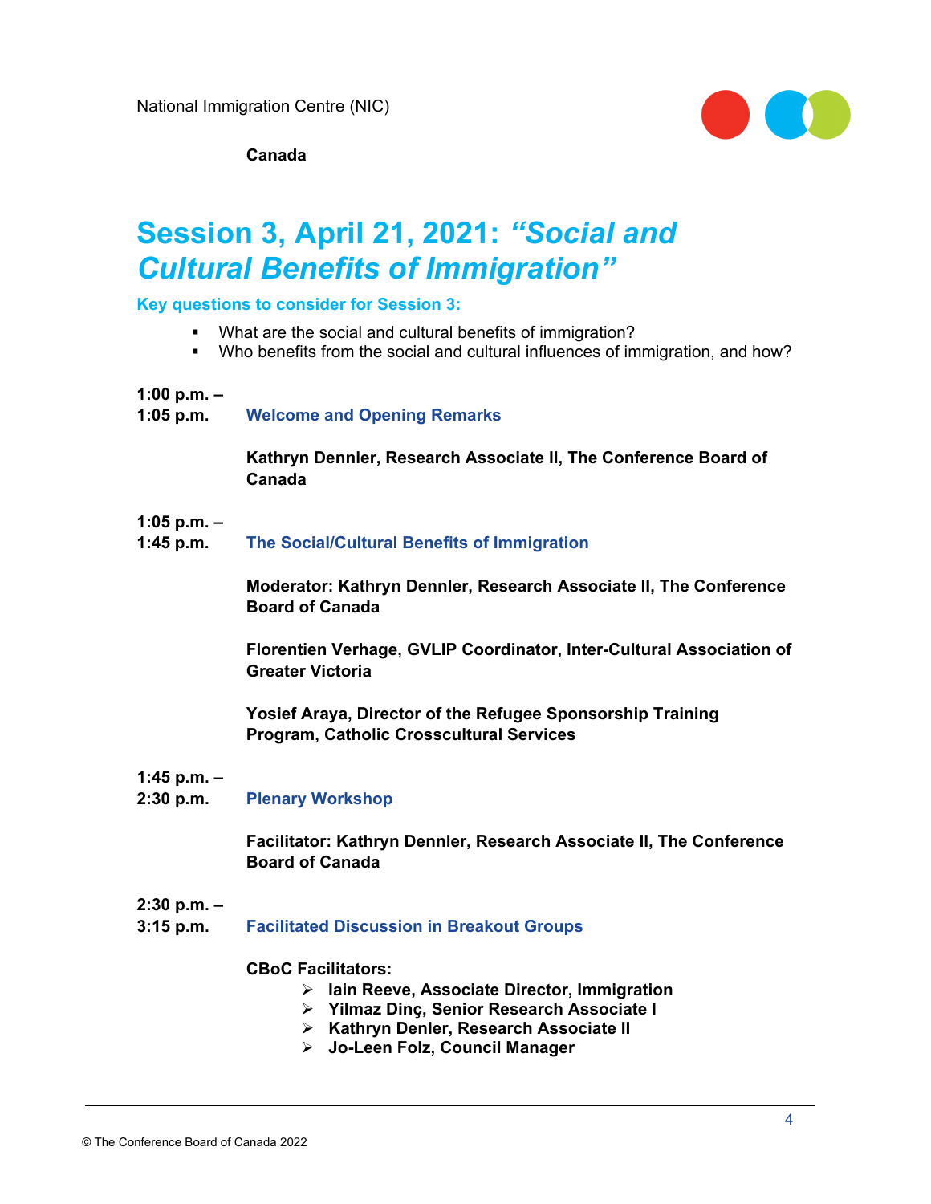National Immigration Centre (NIC)

**Canada**

# Session 3, April 21, 2021: *"Social and Cultural Benefits of Immigration"*

**Key questions to consider for Session 3:**

- What are the social and cultural benefits of immigration?
- Who benefits from the social and cultural influences of immigration, and how?

**1:00 p.m. – 1:05 p.m.** **Welcome and Opening Remarks**

**Kathryn Dennler, Research Associate II, The Conference Board of Canada**

**1:05 p.m. – 1:45 p.m.** **The Social/Cultural Benefits of Immigration**

**Moderator: Kathryn Dennler, Research Associate II, The Conference Board of Canada**

**Florentien Verhage, GVLIP Coordinator, Inter-Cultural Association of Greater Victoria**

**Yosief Araya, Director of the Refugee Sponsorship Training Program, Catholic Crosscultural Services**

**1:45 p.m. – 2:30 p.m.** **Plenary Workshop**

**Facilitator: Kathryn Dennler, Research Associate II, The Conference Board of Canada**

**2:30 p.m. – 3:15 p.m.** **Facilitated Discussion in Breakout Groups**

**CBoC Facilitators:**

- **Iain Reeve, Associate Director, Immigration**
- **Yilmaz Dinç, Senior Research Associate I**
- **Kathryn Denler, Research Associate II**
- **Jo-Leen Folz, Council Manager**

© The Conference Board of Canada 2022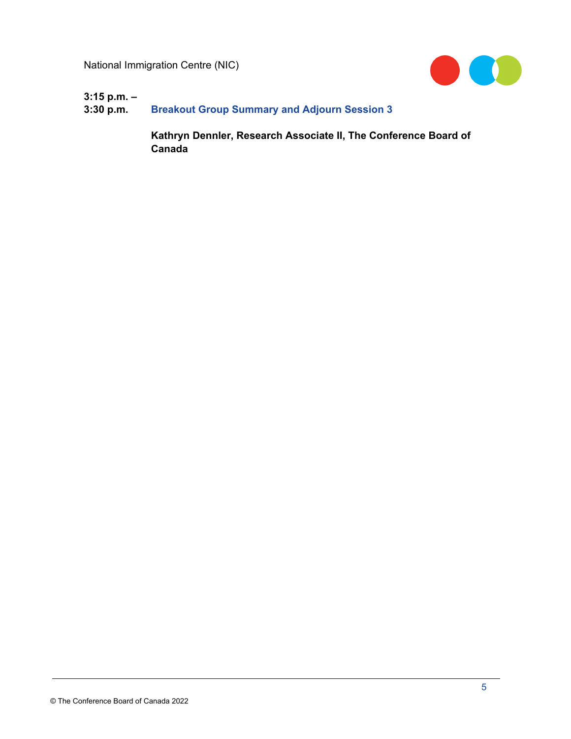**3:15 p.m. – 3:30 p.m.** **Breakout Group Summary and Adjourn Session 3**

**Kathryn Dennler, Research Associate II, The Conference Board of Canada**